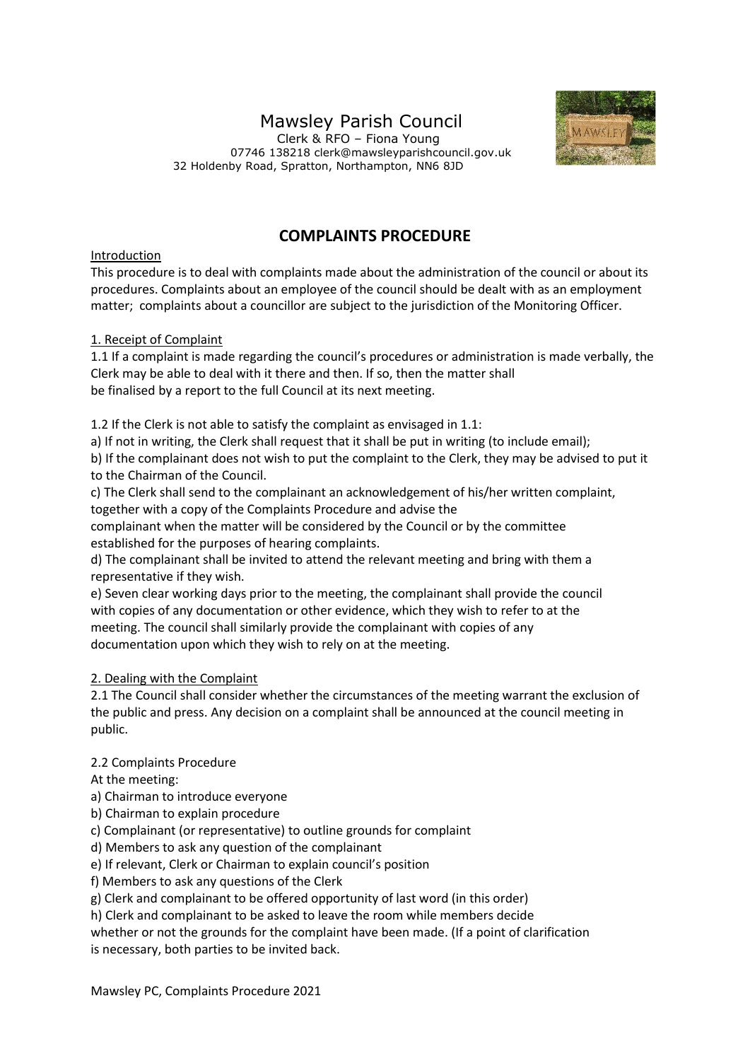# Mawsley Parish Council

Clerk & RFO – Fiona Young
07746 138218 clerk@mawsleyparishcouncil.gov.uk
32 Holdenby Road, Spratton, Northampton, NN6 8JD

## COMPLAINTS PROCEDURE

Introduction

This procedure is to deal with complaints made about the administration of the council or about its procedures. Complaints about an employee of the council should be dealt with as an employment matter; complaints about a councillor are subject to the jurisdiction of the Monitoring Officer.

1. Receipt of Complaint

1.1 If a complaint is made regarding the council's procedures or administration is made verbally, the Clerk may be able to deal with it there and then. If so, then the matter shall be finalised by a report to the full Council at its next meeting.

1.2 If the Clerk is not able to satisfy the complaint as envisaged in 1.1:

a) If not in writing, the Clerk shall request that it shall be put in writing (to include email);

b) If the complainant does not wish to put the complaint to the Clerk, they may be advised to put it to the Chairman of the Council.

c) The Clerk shall send to the complainant an acknowledgement of his/her written complaint, together with a copy of the Complaints Procedure and advise the complainant when the matter will be considered by the Council or by the committee established for the purposes of hearing complaints.

d) The complainant shall be invited to attend the relevant meeting and bring with them a representative if they wish.

e) Seven clear working days prior to the meeting, the complainant shall provide the council with copies of any documentation or other evidence, which they wish to refer to at the meeting. The council shall similarly provide the complainant with copies of any documentation upon which they wish to rely on at the meeting.

2. Dealing with the Complaint

2.1 The Council shall consider whether the circumstances of the meeting warrant the exclusion of the public and press. Any decision on a complaint shall be announced at the council meeting in public.

2.2 Complaints Procedure

At the meeting:

a) Chairman to introduce everyone

b) Chairman to explain procedure

c) Complainant (or representative) to outline grounds for complaint

d) Members to ask any question of the complainant

e) If relevant, Clerk or Chairman to explain council's position

f) Members to ask any questions of the Clerk

g) Clerk and complainant to be offered opportunity of last word (in this order)

h) Clerk and complainant to be asked to leave the room while members decide whether or not the grounds for the complaint have been made. (If a point of clarification is necessary, both parties to be invited back.

Mawsley PC, Complaints Procedure 2021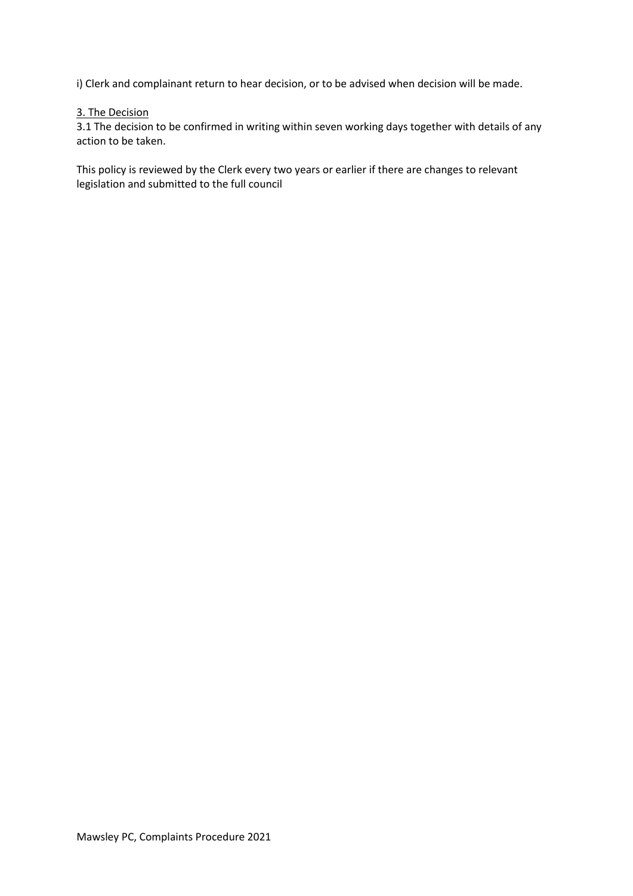i) Clerk and complainant return to hear decision, or to be advised when decision will be made.

<u>3. The Decision</u>

3.1 The decision to be confirmed in writing within seven working days together with details of any action to be taken.

This policy is reviewed by the Clerk every two years or earlier if there are changes to relevant legislation and submitted to the full council